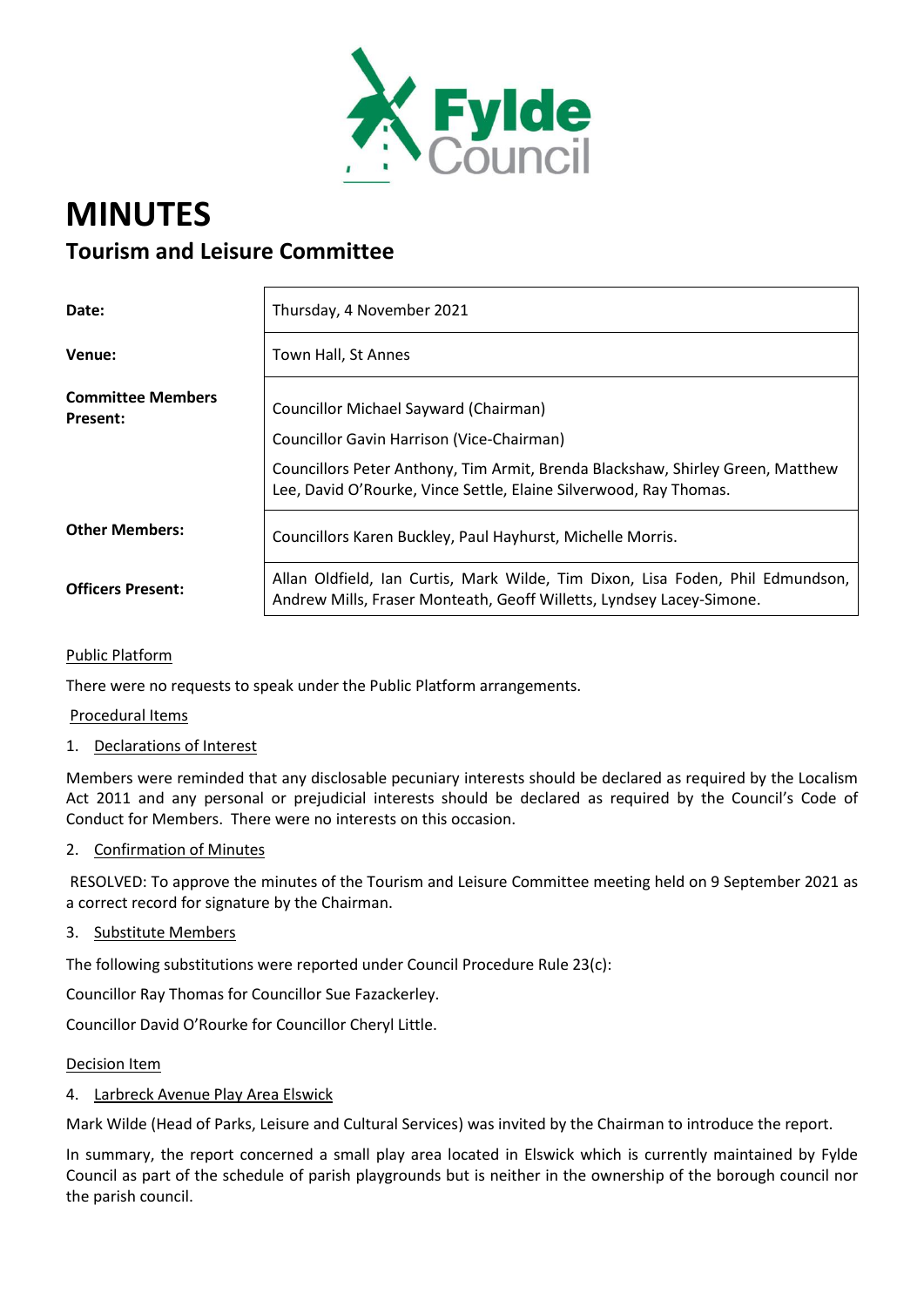Fylde Council

# MINUTES

## Tourism and Leisure Committee

| | |
|---|---|
| **Date:** | Thursday, 4 November 2021 |
| **Venue:** | Town Hall, St Annes |
| **Committee Members Present:** | Councillor Michael Sayward (Chairman)<br>Councillor Gavin Harrison (Vice-Chairman)<br>Councillors Peter Anthony, Tim Armit, Brenda Blackshaw, Shirley Green, Matthew Lee, David O'Rourke, Vince Settle, Elaine Silverwood, Ray Thomas. |
| **Other Members:** | Councillors Karen Buckley, Paul Hayhurst, Michelle Morris. |
| **Officers Present:** | Allan Oldfield, Ian Curtis, Mark Wilde, Tim Dixon, Lisa Foden, Phil Edmundson, Andrew Mills, Fraser Monteath, Geoff Willetts, Lyndsey Lacey-Simone. |

Public Platform

There were no requests to speak under the Public Platform arrangements.

Procedural Items

1. Declarations of Interest

Members were reminded that any disclosable pecuniary interests should be declared as required by the Localism Act 2011 and any personal or prejudicial interests should be declared as required by the Council's Code of Conduct for Members. There were no interests on this occasion.

2. Confirmation of Minutes

RESOLVED: To approve the minutes of the Tourism and Leisure Committee meeting held on 9 September 2021 as a correct record for signature by the Chairman.

3. Substitute Members

The following substitutions were reported under Council Procedure Rule 23(c):

Councillor Ray Thomas for Councillor Sue Fazackerley.

Councillor David O'Rourke for Councillor Cheryl Little.

Decision Item

4. Larbreck Avenue Play Area Elswick

Mark Wilde (Head of Parks, Leisure and Cultural Services) was invited by the Chairman to introduce the report.

In summary, the report concerned a small play area located in Elswick which is currently maintained by Fylde Council as part of the schedule of parish playgrounds but is neither in the ownership of the borough council nor the parish council.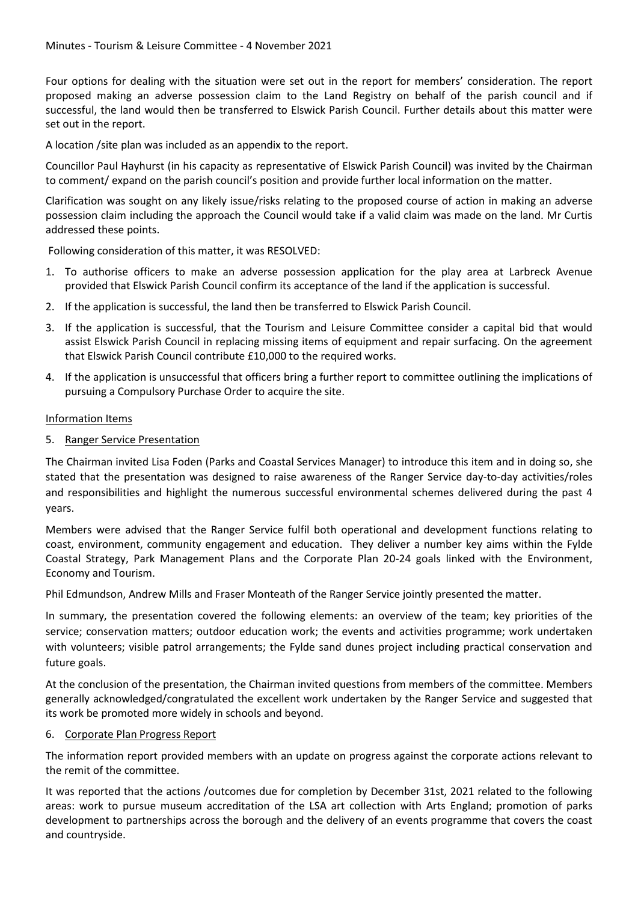Four options for dealing with the situation were set out in the report for members' consideration. The report proposed making an adverse possession claim to the Land Registry on behalf of the parish council and if successful, the land would then be transferred to Elswick Parish Council. Further details about this matter were set out in the report.

A location /site plan was included as an appendix to the report.

Councillor Paul Hayhurst (in his capacity as representative of Elswick Parish Council) was invited by the Chairman to comment/ expand on the parish council's position and provide further local information on the matter.

Clarification was sought on any likely issue/risks relating to the proposed course of action in making an adverse possession claim including the approach the Council would take if a valid claim was made on the land. Mr Curtis addressed these points.

Following consideration of this matter, it was RESOLVED:

1. To authorise officers to make an adverse possession application for the play area at Larbreck Avenue provided that Elswick Parish Council confirm its acceptance of the land if the application is successful.
2. If the application is successful, the land then be transferred to Elswick Parish Council.
3. If the application is successful, that the Tourism and Leisure Committee consider a capital bid that would assist Elswick Parish Council in replacing missing items of equipment and repair surfacing. On the agreement that Elswick Parish Council contribute £10,000 to the required works.
4. If the application is unsuccessful that officers bring a further report to committee outlining the implications of pursuing a Compulsory Purchase Order to acquire the site.

## Information Items

### 5. Ranger Service Presentation

The Chairman invited Lisa Foden (Parks and Coastal Services Manager) to introduce this item and in doing so, she stated that the presentation was designed to raise awareness of the Ranger Service day-to-day activities/roles and responsibilities and highlight the numerous successful environmental schemes delivered during the past 4 years.

Members were advised that the Ranger Service fulfil both operational and development functions relating to coast, environment, community engagement and education. They deliver a number key aims within the Fylde Coastal Strategy, Park Management Plans and the Corporate Plan 20-24 goals linked with the Environment, Economy and Tourism.

Phil Edmundson, Andrew Mills and Fraser Monteath of the Ranger Service jointly presented the matter.

In summary, the presentation covered the following elements: an overview of the team; key priorities of the service; conservation matters; outdoor education work; the events and activities programme; work undertaken with volunteers; visible patrol arrangements; the Fylde sand dunes project including practical conservation and future goals.

At the conclusion of the presentation, the Chairman invited questions from members of the committee. Members generally acknowledged/congratulated the excellent work undertaken by the Ranger Service and suggested that its work be promoted more widely in schools and beyond.

### 6. Corporate Plan Progress Report

The information report provided members with an update on progress against the corporate actions relevant to the remit of the committee.

It was reported that the actions /outcomes due for completion by December 31st, 2021 related to the following areas: work to pursue museum accreditation of the LSA art collection with Arts England; promotion of parks development to partnerships across the borough and the delivery of an events programme that covers the coast and countryside.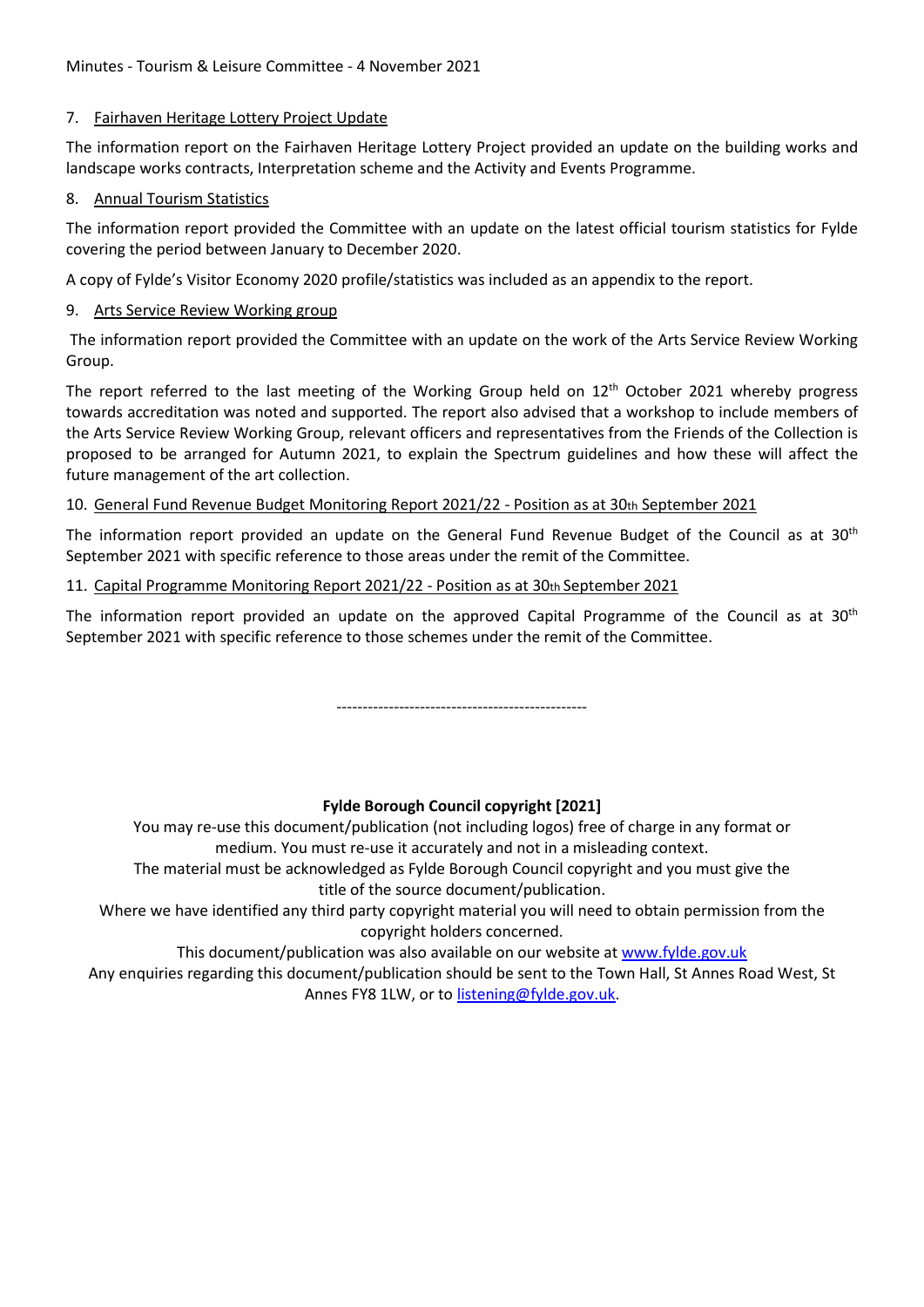7. Fairhaven Heritage Lottery Project Update

The information report on the Fairhaven Heritage Lottery Project provided an update on the building works and landscape works contracts, Interpretation scheme and the Activity and Events Programme.

8. Annual Tourism Statistics

The information report provided the Committee with an update on the latest official tourism statistics for Fylde covering the period between January to December 2020.

A copy of Fylde's Visitor Economy 2020 profile/statistics was included as an appendix to the report.

9. Arts Service Review Working group

The information report provided the Committee with an update on the work of the Arts Service Review Working Group.

The report referred to the last meeting of the Working Group held on 12th October 2021 whereby progress towards accreditation was noted and supported. The report also advised that a workshop to include members of the Arts Service Review Working Group, relevant officers and representatives from the Friends of the Collection is proposed to be arranged for Autumn 2021, to explain the Spectrum guidelines and how these will affect the future management of the art collection.

10. General Fund Revenue Budget Monitoring Report 2021/22 - Position as at 30th September 2021

The information report provided an update on the General Fund Revenue Budget of the Council as at 30th September 2021 with specific reference to those areas under the remit of the Committee.

11. Capital Programme Monitoring Report 2021/22 - Position as at 30th September 2021

The information report provided an update on the approved Capital Programme of the Council as at 30th September 2021 with specific reference to those schemes under the remit of the Committee.

------------------------------------------------

**Fylde Borough Council copyright [2021]**

You may re-use this document/publication (not including logos) free of charge in any format or medium. You must re-use it accurately and not in a misleading context.
The material must be acknowledged as Fylde Borough Council copyright and you must give the title of the source document/publication.
Where we have identified any third party copyright material you will need to obtain permission from the copyright holders concerned.
This document/publication was also available on our website at www.fylde.gov.uk
Any enquiries regarding this document/publication should be sent to the Town Hall, St Annes Road West, St Annes FY8 1LW, or to listening@fylde.gov.uk.